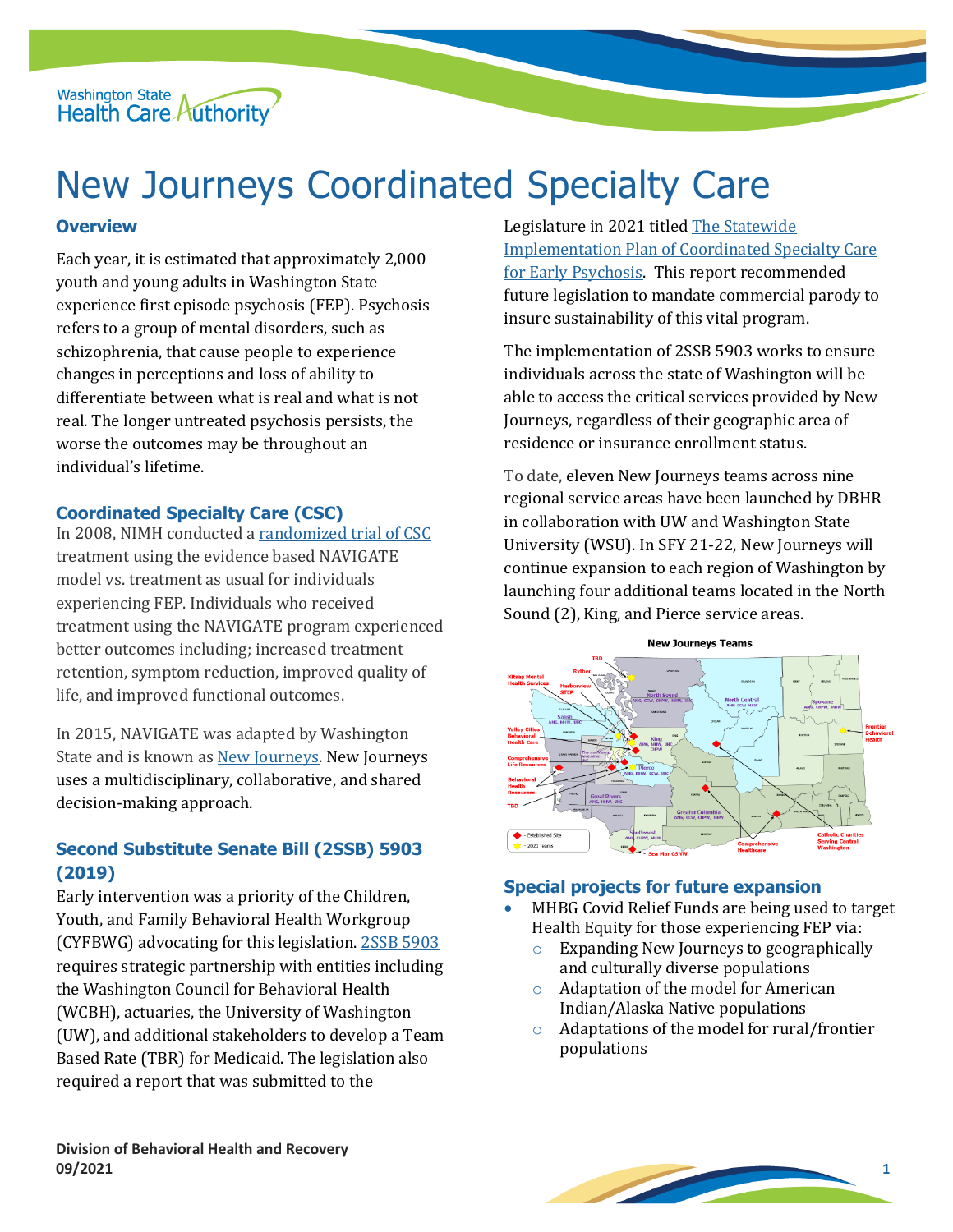# New Journeys Coordinated Specialty Care

## Overview

Each year, it is estimated that approximately 2,000 youth and young adults in Washington State experience first episode psychosis (FEP). Psychosis refers to a group of mental disorders, such as schizophrenia, that cause people to experience changes in perceptions and loss of ability to differentiate between what is real and what is not real. The longer untreated psychosis persists, the worse the outcomes may be throughout an individual's lifetime.

## Coordinated Specialty Care (CSC)

In 2008, NIMH conducted a randomized trial of CSC treatment using the evidence based NAVIGATE model vs. treatment as usual for individuals experiencing FEP. Individuals who received treatment using the NAVIGATE program experienced better outcomes including; increased treatment retention, symptom reduction, improved quality of life, and improved functional outcomes.

In 2015, NAVIGATE was adapted by Washington State and is known as New Journeys. New Journeys uses a multidisciplinary, collaborative, and shared decision-making approach.

## Second Substitute Senate Bill (2SSB) 5903 (2019)

Early intervention was a priority of the Children, Youth, and Family Behavioral Health Workgroup (CYFBWG) advocating for this legislation. 2SSB 5903 requires strategic partnership with entities including the Washington Council for Behavioral Health (WCBH), actuaries, the University of Washington (UW), and additional stakeholders to develop a Team Based Rate (TBR) for Medicaid. The legislation also required a report that was submitted to the Legislature in 2021 titled The Statewide Implementation Plan of Coordinated Specialty Care for Early Psychosis. This report recommended future legislation to mandate commercial parody to insure sustainability of this vital program.

The implementation of 2SSB 5903 works to ensure individuals across the state of Washington will be able to access the critical services provided by New Journeys, regardless of their geographic area of residence or insurance enrollment status.

To date, eleven New Journeys teams across nine regional service areas have been launched by DBHR in collaboration with UW and Washington State University (WSU). In SFY 21-22, New Journeys will continue expansion to each region of Washington by launching four additional teams located in the North Sound (2), King, and Pierce service areas.

## Special projects for future expansion

- MHBG Covid Relief Funds are being used to target Health Equity for those experiencing FEP via:
  - Expanding New Journeys to geographically and culturally diverse populations
  - Adaptation of the model for American Indian/Alaska Native populations
  - Adaptations of the model for rural/frontier populations

**Division of Behavioral Health and Recovery**
**09/2021**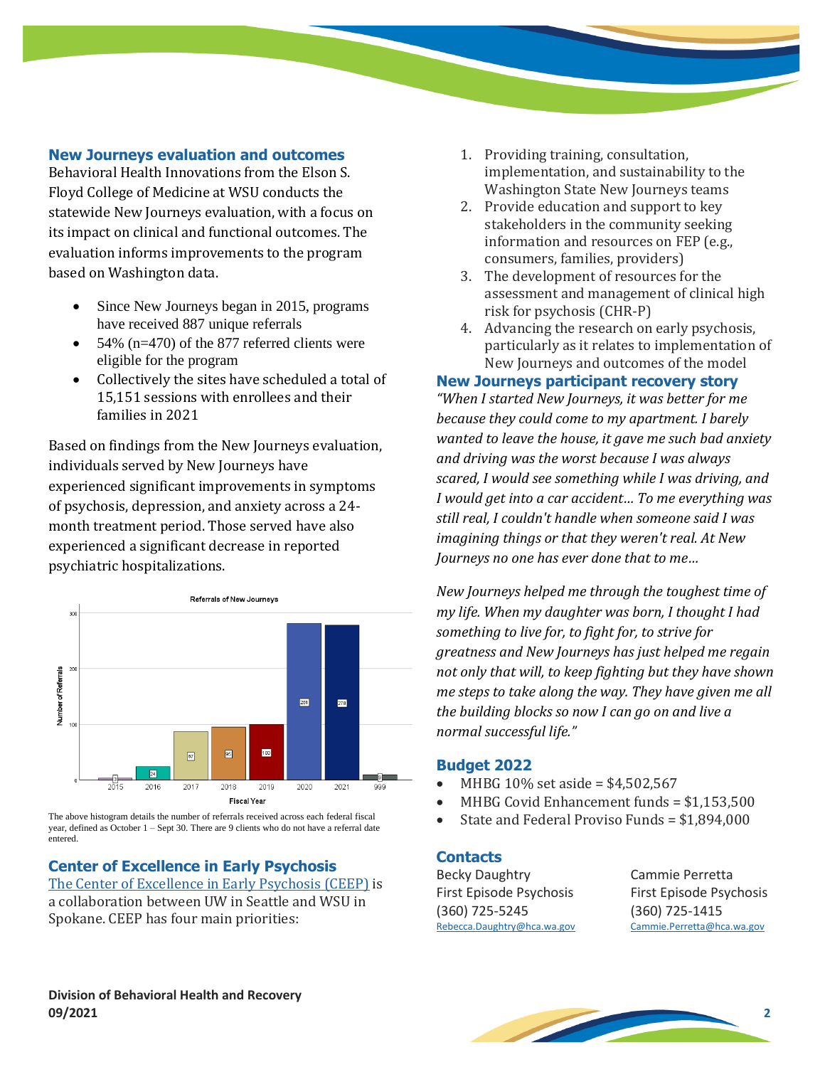## New Journeys evaluation and outcomes

Behavioral Health Innovations from the Elson S. Floyd College of Medicine at WSU conducts the statewide New Journeys evaluation, with a focus on its impact on clinical and functional outcomes. The evaluation informs improvements to the program based on Washington data.

- Since New Journeys began in 2015, programs have received 887 unique referrals
- 54% (n=470) of the 877 referred clients were eligible for the program
- Collectively the sites have scheduled a total of 15,151 sessions with enrollees and their families in 2021

Based on findings from the New Journeys evaluation, individuals served by New Journeys have experienced significant improvements in symptoms of psychosis, depression, and anxiety across a 24-month treatment period. Those served have also experienced a significant decrease in reported psychiatric hospitalizations.

Referrals of New Journeys

Number of Referrals

0
100
200
300

3
24
87
95
100
281
278
9

2015
2016
2017
2018
2019
2020
2021
999

Fiscal Year

The above histogram details the number of referrals received across each federal fiscal year, defined as October 1 – Sept 30. There are 9 clients who do not have a referral date entered.

## Center of Excellence in Early Psychosis

The Center of Excellence in Early Psychosis (CEEP) is a collaboration between UW in Seattle and WSU in Spokane. CEEP has four main priorities:

1. Providing training, consultation, implementation, and sustainability to the Washington State New Journeys teams
2. Provide education and support to key stakeholders in the community seeking information and resources on FEP (e.g., consumers, families, providers)
3. The development of resources for the assessment and management of clinical high risk for psychosis (CHR-P)
4. Advancing the research on early psychosis, particularly as it relates to implementation of New Journeys and outcomes of the model

## New Journeys participant recovery story

*"When I started New Journeys, it was better for me because they could come to my apartment. I barely wanted to leave the house, it gave me such bad anxiety and driving was the worst because I was always scared, I would see something while I was driving, and I would get into a car accident… To me everything was still real, I couldn't handle when someone said I was imagining things or that they weren't real. At New Journeys no one has ever done that to me…*

*New Journeys helped me through the toughest time of my life. When my daughter was born, I thought I had something to live for, to fight for, to strive for greatness and New Journeys has just helped me regain not only that will, to keep fighting but they have shown me steps to take along the way. They have given me all the building blocks so now I can go on and live a normal successful life."*

## Budget 2022

- MHBG 10% set aside = $4,502,567
- MHBG Covid Enhancement funds = $1,153,500
- State and Federal Proviso Funds = $1,894,000

## Contacts

Becky Daughtry
First Episode Psychosis
(360) 725-5245
Rebecca.Daughtry@hca.wa.gov

Cammie Perretta
First Episode Psychosis
(360) 725-1415
Cammie.Perretta@hca.wa.gov

**Division of Behavioral Health and Recovery**
**09/2021**